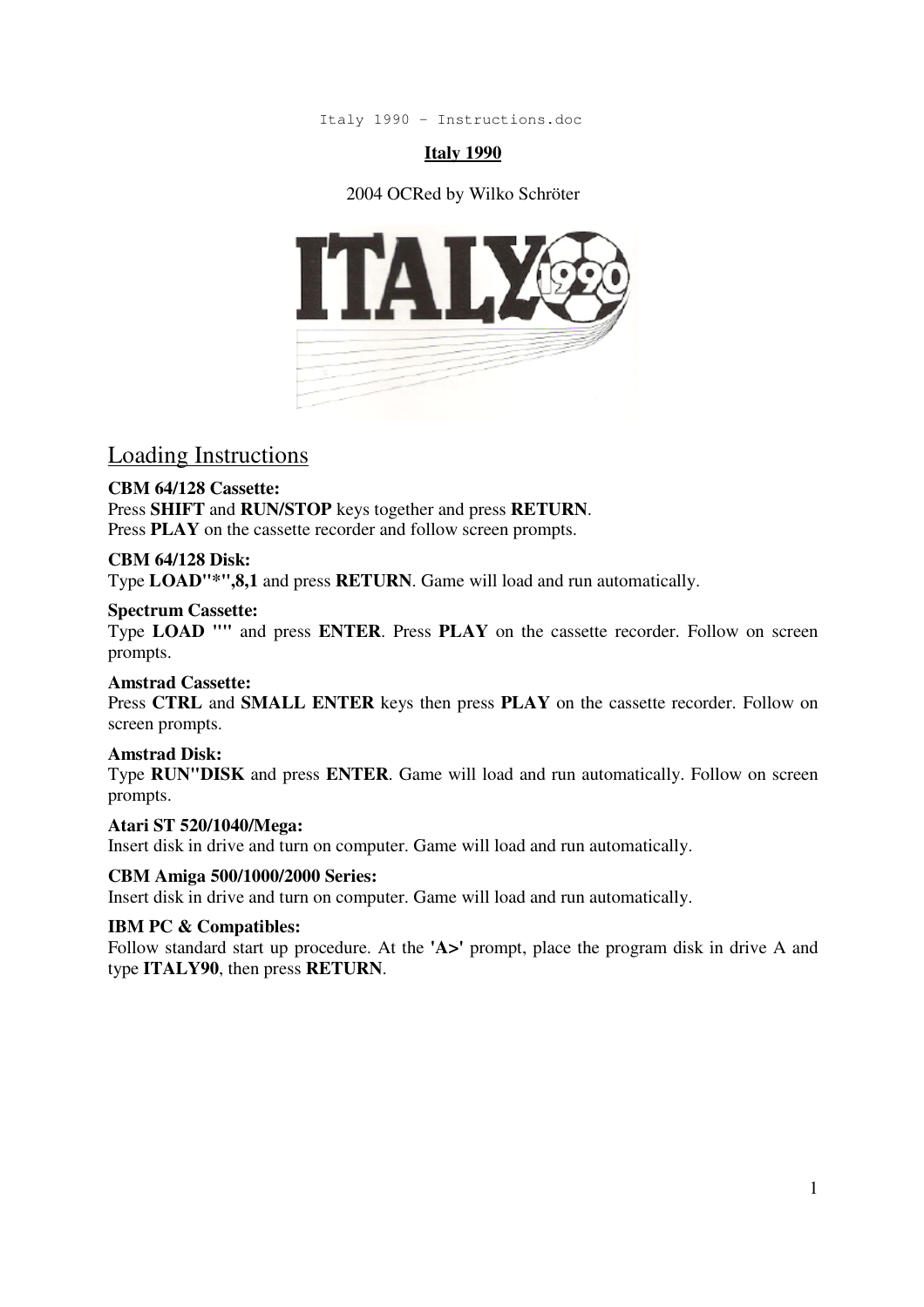# Italy 1990

2004 OCRed by Wilko Schröter

## Loading Instructions

**CBM 64/128 Cassette:**
Press **SHIFT** and **RUN/STOP** keys together and press **RETURN**.
Press **PLAY** on the cassette recorder and follow screen prompts.

**CBM 64/128 Disk:**
Type **LOAD"*",8,1** and press **RETURN**. Game will load and run automatically.

**Spectrum Cassette:**
Type **LOAD ""** and press **ENTER**. Press **PLAY** on the cassette recorder. Follow on screen prompts.

**Amstrad Cassette:**
Press **CTRL** and **SMALL ENTER** keys then press **PLAY** on the cassette recorder. Follow on screen prompts.

**Amstrad Disk:**
Type **RUN"DISK** and press **ENTER**. Game will load and run automatically. Follow on screen prompts.

**Atari ST 520/1040/Mega:**
Insert disk in drive and turn on computer. Game will load and run automatically.

**CBM Amiga 500/1000/2000 Series:**
Insert disk in drive and turn on computer. Game will load and run automatically.

**IBM PC & Compatibles:**
Follow standard start up procedure. At the **'A>'** prompt, place the program disk in drive A and type **ITALY90**, then press **RETURN**.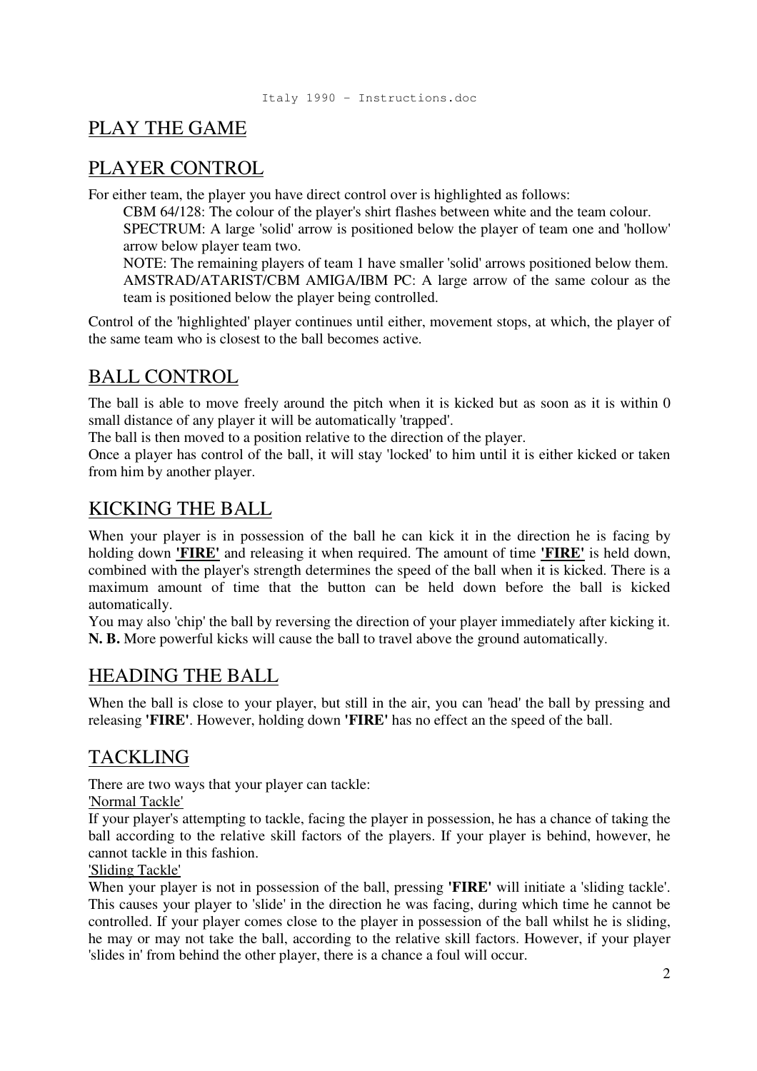## PLAY THE GAME

## PLAYER CONTROL

For either team, the player you have direct control over is highlighted as follows:

CBM 64/128: The colour of the player's shirt flashes between white and the team colour.
SPECTRUM: A large 'solid' arrow is positioned below the player of team one and 'hollow' arrow below player team two.
NOTE: The remaining players of team 1 have smaller 'solid' arrows positioned below them.
AMSTRAD/ATARIST/CBM AMIGA/IBM PC: A large arrow of the same colour as the team is positioned below the player being controlled.

Control of the 'highlighted' player continues until either, movement stops, at which, the player of the same team who is closest to the ball becomes active.

## BALL CONTROL

The ball is able to move freely around the pitch when it is kicked but as soon as it is within 0 small distance of any player it will be automatically 'trapped'.
The ball is then moved to a position relative to the direction of the player.
Once a player has control of the ball, it will stay 'locked' to him until it is either kicked or taken from him by another player.

## KICKING THE BALL

When your player is in possession of the ball he can kick it in the direction he is facing by holding down **'FIRE'** and releasing it when required. The amount of time **'FIRE'** is held down, combined with the player's strength determines the speed of the ball when it is kicked. There is a maximum amount of time that the button can be held down before the ball is kicked automatically.
You may also 'chip' the ball by reversing the direction of your player immediately after kicking it.
**N. B.** More powerful kicks will cause the ball to travel above the ground automatically.

## HEADING THE BALL

When the ball is close to your player, but still in the air, you can 'head' the ball by pressing and releasing **'FIRE'**. However, holding down **'FIRE'** has no effect an the speed of the ball.

## TACKLING

There are two ways that your player can tackle:

'Normal Tackle'

If your player's attempting to tackle, facing the player in possession, he has a chance of taking the ball according to the relative skill factors of the players. If your player is behind, however, he cannot tackle in this fashion.

'Sliding Tackle'

When your player is not in possession of the ball, pressing **'FIRE'** will initiate a 'sliding tackle'. This causes your player to 'slide' in the direction he was facing, during which time he cannot be controlled. If your player comes close to the player in possession of the ball whilst he is sliding, he may or may not take the ball, according to the relative skill factors. However, if your player 'slides in' from behind the other player, there is a chance a foul will occur.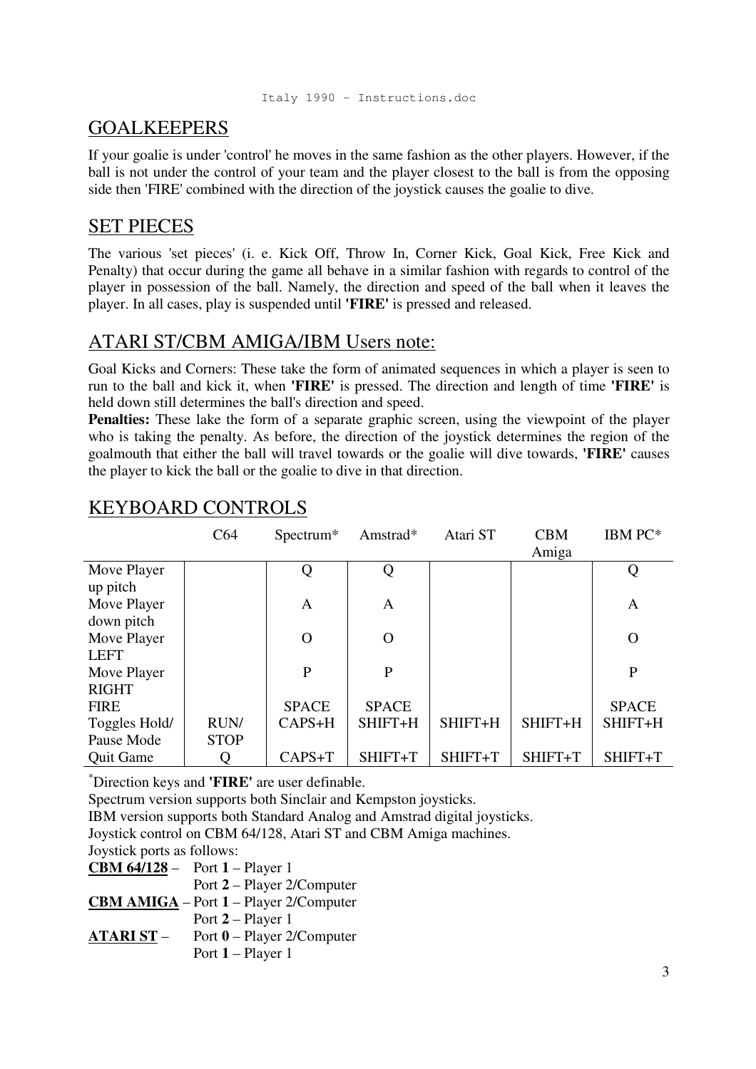## GOALKEEPERS

If your goalie is under 'control' he moves in the same fashion as the other players. However, if the ball is not under the control of your team and the player closest to the ball is from the opposing side then 'FIRE' combined with the direction of the joystick causes the goalie to dive.

## SET PIECES

The various 'set pieces' (i. e. Kick Off, Throw In, Corner Kick, Goal Kick, Free Kick and Penalty) that occur during the game all behave in a similar fashion with regards to control of the player in possession of the ball. Namely, the direction and speed of the ball when it leaves the player. In all cases, play is suspended until **'FIRE'** is pressed and released.

## ATARI ST/CBM AMIGA/IBM Users note:

Goal Kicks and Corners: These take the form of animated sequences in which a player is seen to run to the ball and kick it, when **'FIRE'** is pressed. The direction and length of time **'FIRE'** is held down still determines the ball's direction and speed.

**Penalties:** These lake the form of a separate graphic screen, using the viewpoint of the player who is taking the penalty. As before, the direction of the joystick determines the region of the goalmouth that either the ball will travel towards or the goalie will dive towards, **'FIRE'** causes the player to kick the ball or the goalie to dive in that direction.

## KEYBOARD CONTROLS

| | C64 | Spectrum* | Amstrad* | Atari ST | CBM Amiga | IBM PC* |
|---|---|---|---|---|---|---|
| Move Player up pitch | | Q | Q | | | Q |
| Move Player down pitch | | A | A | | | A |
| Move Player LEFT | | O | O | | | O |
| Move Player RIGHT | | P | P | | | P |
| FIRE | | SPACE | SPACE | | | SPACE |
| Toggles Hold/ Pause Mode | RUN/ STOP | CAPS+H | SHIFT+H | SHIFT+H | SHIFT+H | SHIFT+H |
| Quit Game | Q | CAPS+T | SHIFT+T | SHIFT+T | SHIFT+T | SHIFT+T |

*Direction keys and **'FIRE'** are user definable.

Spectrum version supports both Sinclair and Kempston joysticks.

IBM version supports both Standard Analog and Amstrad digital joysticks.

Joystick control on CBM 64/128, Atari ST and CBM Amiga machines.

Joystick ports as follows:

**CBM 64/128** – Port **1** – Player 1
Port **2** – Player 2/Computer

**CBM AMIGA** – Port **1** – Player 2/Computer
Port **2** – Player 1

**ATARI ST** – Port **0** – Player 2/Computer
Port **1** – Player 1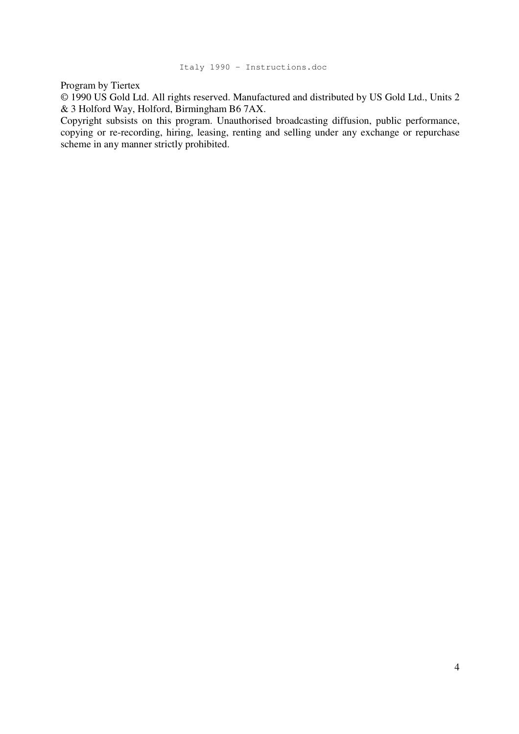Program by Tiertex

© 1990 US Gold Ltd. All rights reserved. Manufactured and distributed by US Gold Ltd., Units 2 & 3 Holford Way, Holford, Birmingham B6 7AX.

Copyright subsists on this program. Unauthorised broadcasting diffusion, public performance, copying or re-recording, hiring, leasing, renting and selling under any exchange or repurchase scheme in any manner strictly prohibited.